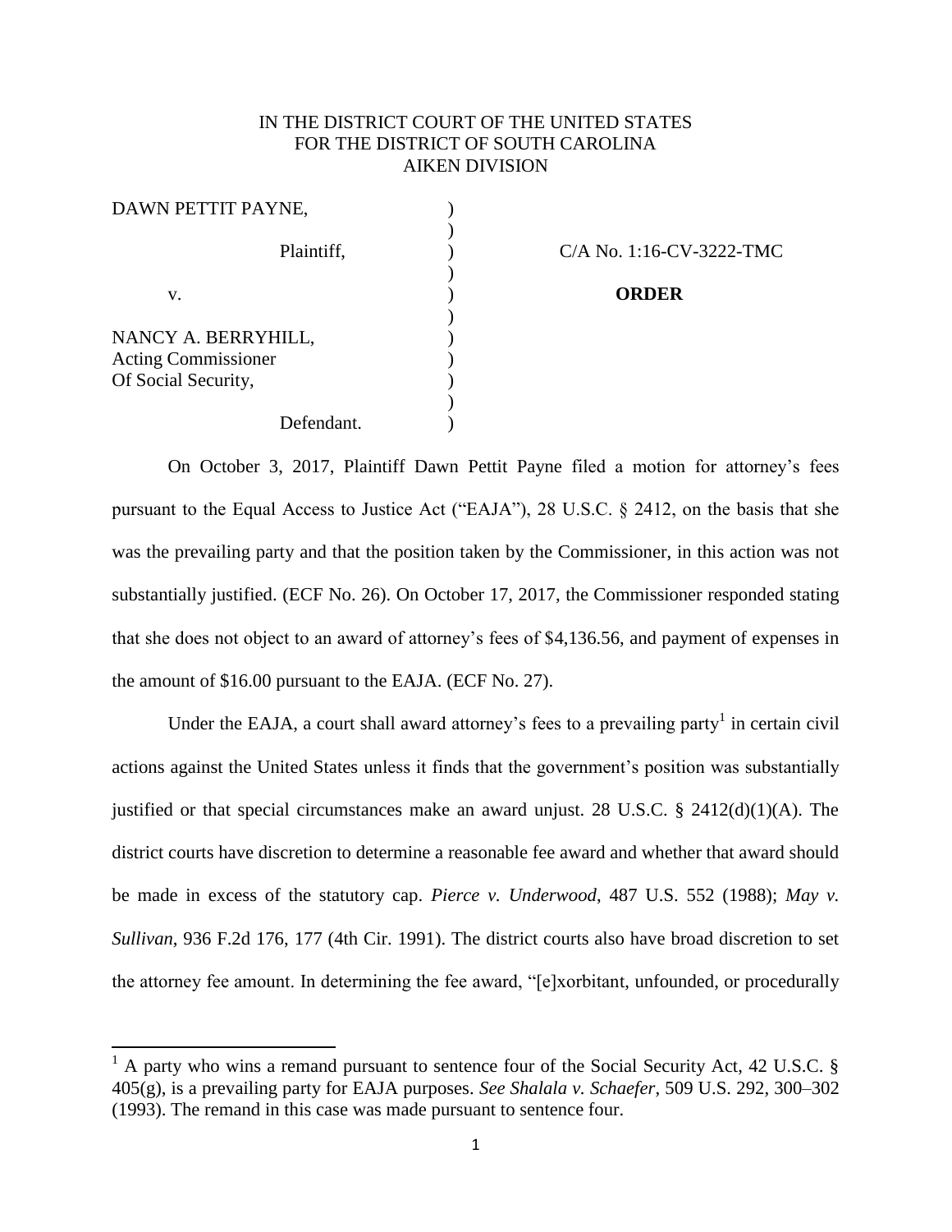IN THE DISTRICT COURT OF THE UNITED STATES
FOR THE DISTRICT OF SOUTH CAROLINA
AIKEN DIVISION

DAWN PETTIT PAYNE,

Plaintiff,

v.

NANCY A. BERRYHILL,
Acting Commissioner
Of Social Security,

Defendant.

C/A No. 1:16-CV-3222-TMC

**ORDER**

On October 3, 2017, Plaintiff Dawn Pettit Payne filed a motion for attorney's fees pursuant to the Equal Access to Justice Act ("EAJA"), 28 U.S.C. § 2412, on the basis that she was the prevailing party and that the position taken by the Commissioner, in this action was not substantially justified. (ECF No. 26). On October 17, 2017, the Commissioner responded stating that she does not object to an award of attorney's fees of $4,136.56, and payment of expenses in the amount of $16.00 pursuant to the EAJA. (ECF No. 27).

Under the EAJA, a court shall award attorney's fees to a prevailing party[1] in certain civil actions against the United States unless it finds that the government's position was substantially justified or that special circumstances make an award unjust. 28 U.S.C. § 2412(d)(1)(A). The district courts have discretion to determine a reasonable fee award and whether that award should be made in excess of the statutory cap. *Pierce v. Underwood*, 487 U.S. 552 (1988); *May v. Sullivan*, 936 F.2d 176, 177 (4th Cir. 1991). The district courts also have broad discretion to set the attorney fee amount. In determining the fee award, "[e]xorbitant, unfounded, or procedurally

[1] A party who wins a remand pursuant to sentence four of the Social Security Act, 42 U.S.C. § 405(g), is a prevailing party for EAJA purposes. *See Shalala v. Schaefer*, 509 U.S. 292, 300–302 (1993). The remand in this case was made pursuant to sentence four.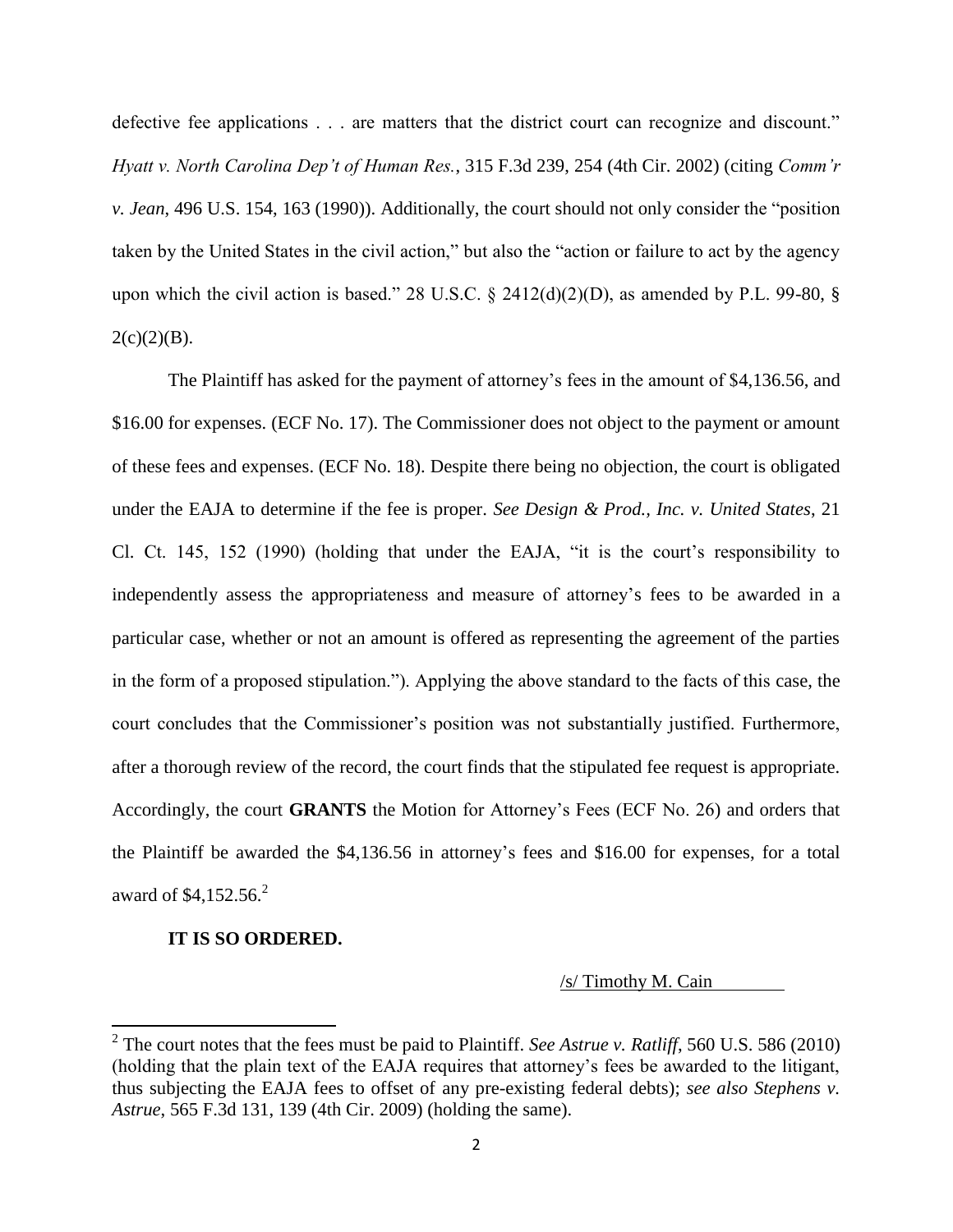defective fee applications . . . are matters that the district court can recognize and discount." *Hyatt v. North Carolina Dep't of Human Res.*, 315 F.3d 239, 254 (4th Cir. 2002) (citing *Comm'r v. Jean*, 496 U.S. 154, 163 (1990)). Additionally, the court should not only consider the "position taken by the United States in the civil action," but also the "action or failure to act by the agency upon which the civil action is based." 28 U.S.C. § 2412(d)(2)(D), as amended by P.L. 99-80, § 2(c)(2)(B).

The Plaintiff has asked for the payment of attorney's fees in the amount of $4,136.56, and $16.00 for expenses. (ECF No. 17). The Commissioner does not object to the payment or amount of these fees and expenses. (ECF No. 18). Despite there being no objection, the court is obligated under the EAJA to determine if the fee is proper. *See Design & Prod., Inc. v. United States*, 21 Cl. Ct. 145, 152 (1990) (holding that under the EAJA, "it is the court's responsibility to independently assess the appropriateness and measure of attorney's fees to be awarded in a particular case, whether or not an amount is offered as representing the agreement of the parties in the form of a proposed stipulation."). Applying the above standard to the facts of this case, the court concludes that the Commissioner's position was not substantially justified. Furthermore, after a thorough review of the record, the court finds that the stipulated fee request is appropriate. Accordingly, the court **GRANTS** the Motion for Attorney's Fees (ECF No. 26) and orders that the Plaintiff be awarded the $4,136.56 in attorney's fees and $16.00 for expenses, for a total award of $4,152.56.[2]

**IT IS SO ORDERED.**

/s/ Timothy M. Cain

[2] The court notes that the fees must be paid to Plaintiff. *See Astrue v. Ratliff*, 560 U.S. 586 (2010) (holding that the plain text of the EAJA requires that attorney's fees be awarded to the litigant, thus subjecting the EAJA fees to offset of any pre-existing federal debts); *see also Stephens v. Astrue*, 565 F.3d 131, 139 (4th Cir. 2009) (holding the same).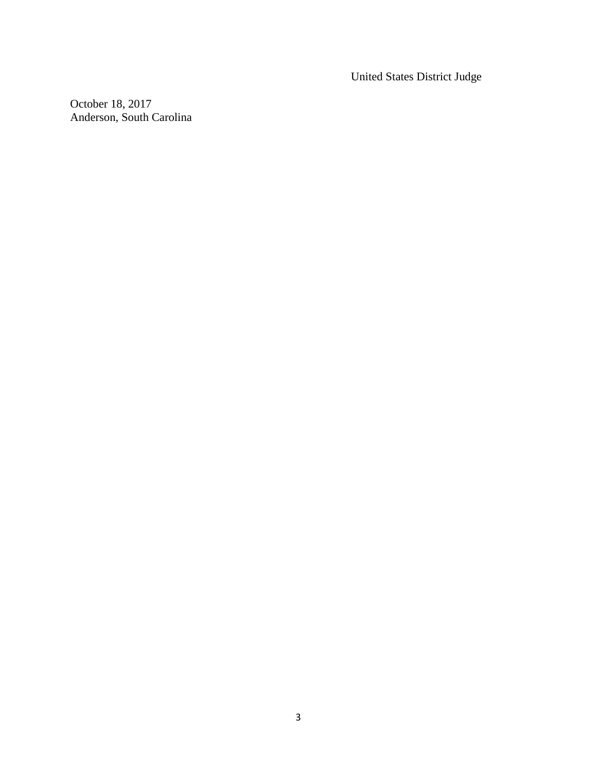United States District Judge

October 18, 2017
Anderson, South Carolina